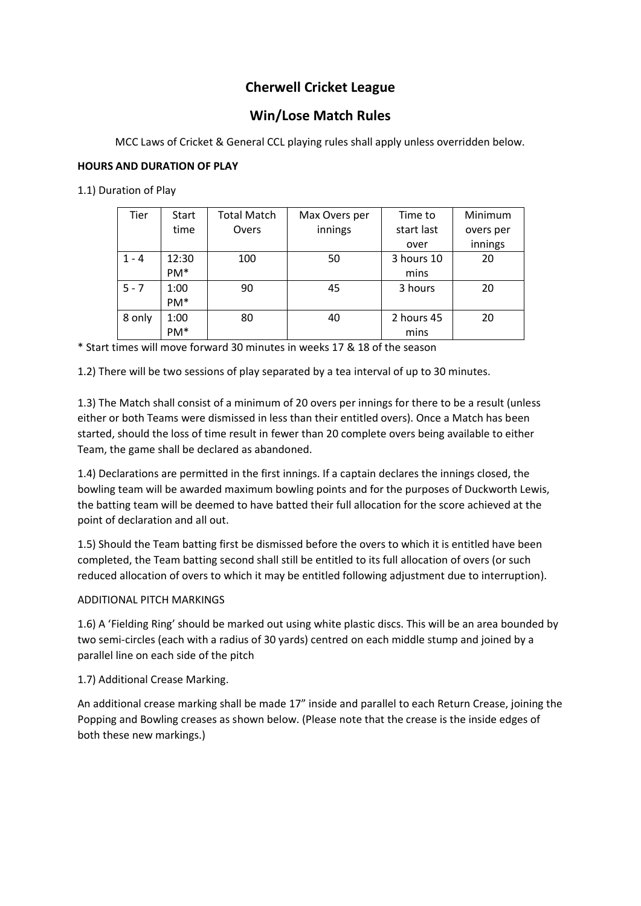# Cherwell Cricket League

## Win/Lose Match Rules

MCC Laws of Cricket & General CCL playing rules shall apply unless overridden below.

**HOURS AND DURATION OF PLAY**

1.1) Duration of Play

| Tier | Start time | Total Match Overs | Max Overs per innings | Time to start last over | Minimum overs per innings |
|---|---|---|---|---|---|
| 1 - 4 | 12:30 PM* | 100 | 50 | 3 hours 10 mins | 20 |
| 5 - 7 | 1:00 PM* | 90 | 45 | 3 hours | 20 |
| 8 only | 1:00 PM* | 80 | 40 | 2 hours 45 mins | 20 |

* Start times will move forward 30 minutes in weeks 17 & 18 of the season

1.2) There will be two sessions of play separated by a tea interval of up to 30 minutes.

1.3) The Match shall consist of a minimum of 20 overs per innings for there to be a result (unless either or both Teams were dismissed in less than their entitled overs). Once a Match has been started, should the loss of time result in fewer than 20 complete overs being available to either Team, the game shall be declared as abandoned.

1.4) Declarations are permitted in the first innings. If a captain declares the innings closed, the bowling team will be awarded maximum bowling points and for the purposes of Duckworth Lewis, the batting team will be deemed to have batted their full allocation for the score achieved at the point of declaration and all out.

1.5) Should the Team batting first be dismissed before the overs to which it is entitled have been completed, the Team batting second shall still be entitled to its full allocation of overs (or such reduced allocation of overs to which it may be entitled following adjustment due to interruption).

ADDITIONAL PITCH MARKINGS

1.6) A 'Fielding Ring' should be marked out using white plastic discs. This will be an area bounded by two semi-circles (each with a radius of 30 yards) centred on each middle stump and joined by a parallel line on each side of the pitch

1.7) Additional Crease Marking.

An additional crease marking shall be made 17" inside and parallel to each Return Crease, joining the Popping and Bowling creases as shown below. (Please note that the crease is the inside edges of both these new markings.)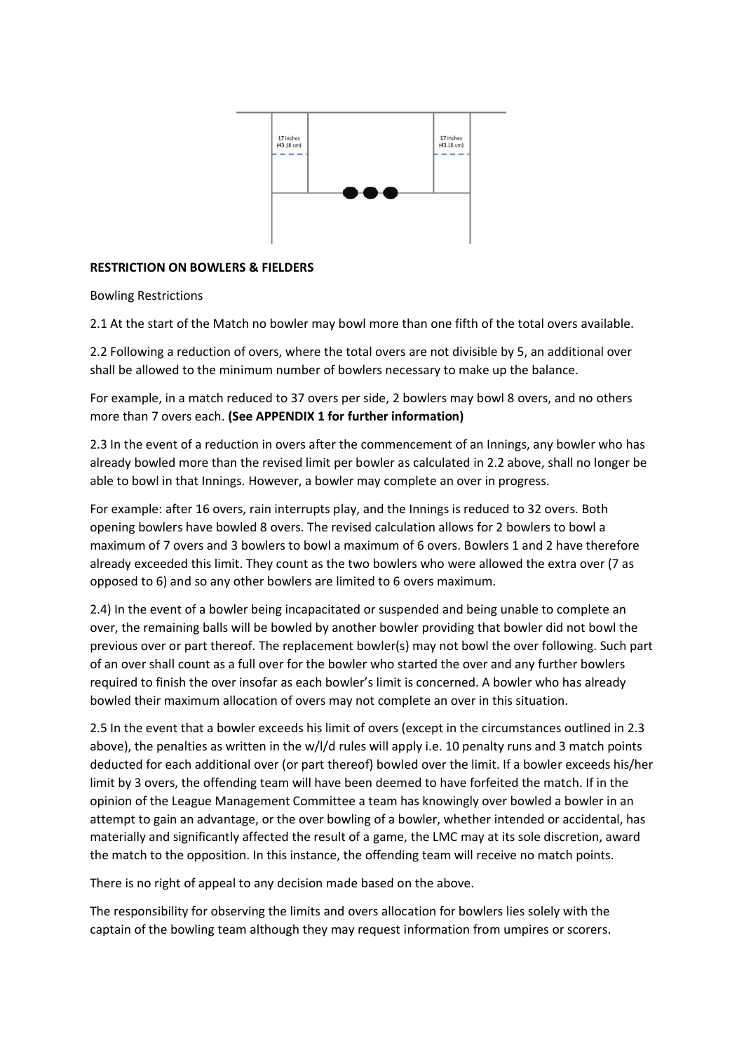17 inches (43.18 cm)

17 inches (43.18 cm)

**RESTRICTION ON BOWLERS & FIELDERS**

Bowling Restrictions

2.1 At the start of the Match no bowler may bowl more than one fifth of the total overs available.

2.2 Following a reduction of overs, where the total overs are not divisible by 5, an additional over shall be allowed to the minimum number of bowlers necessary to make up the balance.

For example, in a match reduced to 37 overs per side, 2 bowlers may bowl 8 overs, and no others more than 7 overs each. **(See APPENDIX 1 for further information)**

2.3 In the event of a reduction in overs after the commencement of an Innings, any bowler who has already bowled more than the revised limit per bowler as calculated in 2.2 above, shall no longer be able to bowl in that Innings. However, a bowler may complete an over in progress.

For example: after 16 overs, rain interrupts play, and the Innings is reduced to 32 overs. Both opening bowlers have bowled 8 overs. The revised calculation allows for 2 bowlers to bowl a maximum of 7 overs and 3 bowlers to bowl a maximum of 6 overs. Bowlers 1 and 2 have therefore already exceeded this limit. They count as the two bowlers who were allowed the extra over (7 as opposed to 6) and so any other bowlers are limited to 6 overs maximum.

2.4) In the event of a bowler being incapacitated or suspended and being unable to complete an over, the remaining balls will be bowled by another bowler providing that bowler did not bowl the previous over or part thereof. The replacement bowler(s) may not bowl the over following. Such part of an over shall count as a full over for the bowler who started the over and any further bowlers required to finish the over insofar as each bowler's limit is concerned. A bowler who has already bowled their maximum allocation of overs may not complete an over in this situation.

2.5 In the event that a bowler exceeds his limit of overs (except in the circumstances outlined in 2.3 above), the penalties as written in the w/l/d rules will apply i.e. 10 penalty runs and 3 match points deducted for each additional over (or part thereof) bowled over the limit. If a bowler exceeds his/her limit by 3 overs, the offending team will have been deemed to have forfeited the match. If in the opinion of the League Management Committee a team has knowingly over bowled a bowler in an attempt to gain an advantage, or the over bowling of a bowler, whether intended or accidental, has materially and significantly affected the result of a game, the LMC may at its sole discretion, award the match to the opposition. In this instance, the offending team will receive no match points.

There is no right of appeal to any decision made based on the above.

The responsibility for observing the limits and overs allocation for bowlers lies solely with the captain of the bowling team although they may request information from umpires or scorers.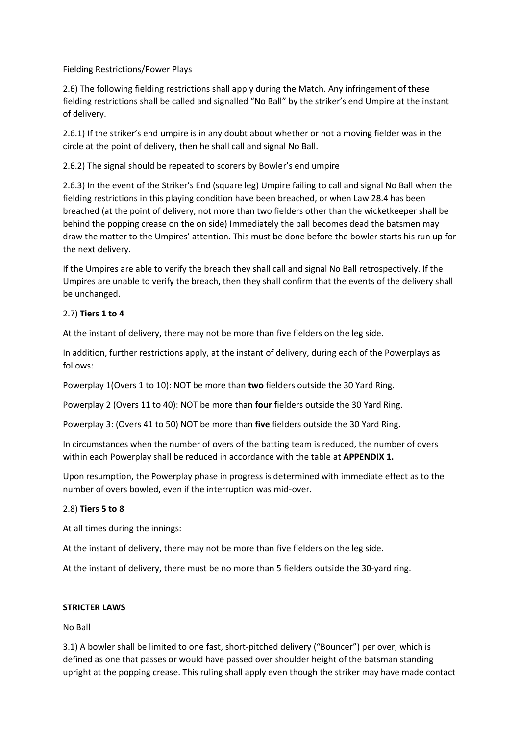Fielding Restrictions/Power Plays

2.6) The following fielding restrictions shall apply during the Match. Any infringement of these fielding restrictions shall be called and signalled "No Ball" by the striker's end Umpire at the instant of delivery.

2.6.1) If the striker's end umpire is in any doubt about whether or not a moving fielder was in the circle at the point of delivery, then he shall call and signal No Ball.

2.6.2) The signal should be repeated to scorers by Bowler's end umpire

2.6.3) In the event of the Striker's End (square leg) Umpire failing to call and signal No Ball when the fielding restrictions in this playing condition have been breached, or when Law 28.4 has been breached (at the point of delivery, not more than two fielders other than the wicketkeeper shall be behind the popping crease on the on side) Immediately the ball becomes dead the batsmen may draw the matter to the Umpires' attention. This must be done before the bowler starts his run up for the next delivery.

If the Umpires are able to verify the breach they shall call and signal No Ball retrospectively. If the Umpires are unable to verify the breach, then they shall confirm that the events of the delivery shall be unchanged.

2.7) **Tiers 1 to 4**

At the instant of delivery, there may not be more than five fielders on the leg side.

In addition, further restrictions apply, at the instant of delivery, during each of the Powerplays as follows:

Powerplay 1(Overs 1 to 10): NOT be more than **two** fielders outside the 30 Yard Ring.

Powerplay 2 (Overs 11 to 40): NOT be more than **four** fielders outside the 30 Yard Ring.

Powerplay 3: (Overs 41 to 50) NOT be more than **five** fielders outside the 30 Yard Ring.

In circumstances when the number of overs of the batting team is reduced, the number of overs within each Powerplay shall be reduced in accordance with the table at **APPENDIX 1.**

Upon resumption, the Powerplay phase in progress is determined with immediate effect as to the number of overs bowled, even if the interruption was mid-over.

2.8) **Tiers 5 to 8**

At all times during the innings:

At the instant of delivery, there may not be more than five fielders on the leg side.

At the instant of delivery, there must be no more than 5 fielders outside the 30-yard ring.

**STRICTER LAWS**

No Ball

3.1) A bowler shall be limited to one fast, short-pitched delivery ("Bouncer") per over, which is defined as one that passes or would have passed over shoulder height of the batsman standing upright at the popping crease. This ruling shall apply even though the striker may have made contact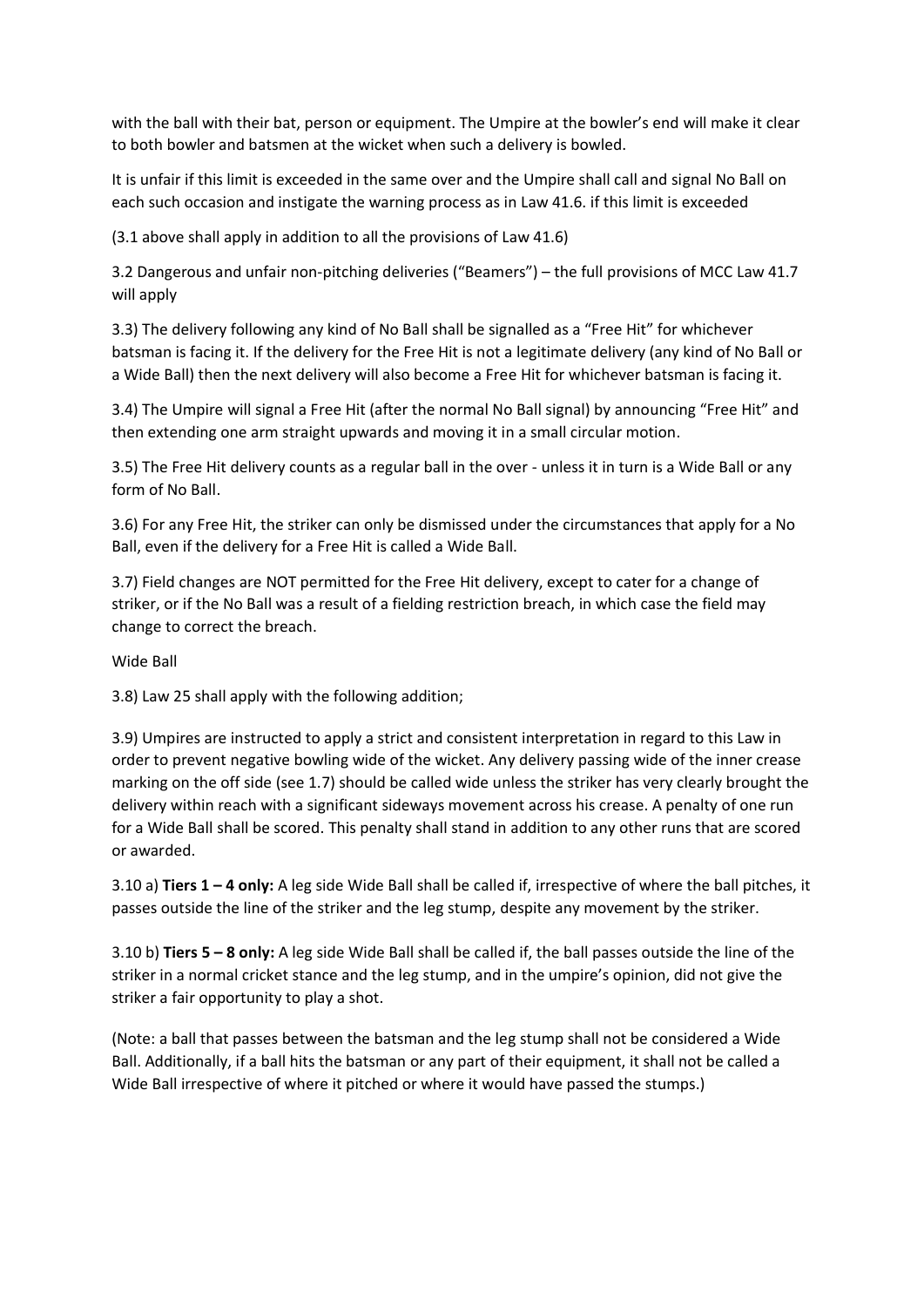with the ball with their bat, person or equipment. The Umpire at the bowler's end will make it clear to both bowler and batsmen at the wicket when such a delivery is bowled.

It is unfair if this limit is exceeded in the same over and the Umpire shall call and signal No Ball on each such occasion and instigate the warning process as in Law 41.6. if this limit is exceeded

(3.1 above shall apply in addition to all the provisions of Law 41.6)

3.2 Dangerous and unfair non-pitching deliveries ("Beamers") – the full provisions of MCC Law 41.7 will apply

3.3) The delivery following any kind of No Ball shall be signalled as a "Free Hit" for whichever batsman is facing it. If the delivery for the Free Hit is not a legitimate delivery (any kind of No Ball or a Wide Ball) then the next delivery will also become a Free Hit for whichever batsman is facing it.

3.4) The Umpire will signal a Free Hit (after the normal No Ball signal) by announcing "Free Hit" and then extending one arm straight upwards and moving it in a small circular motion.

3.5) The Free Hit delivery counts as a regular ball in the over - unless it in turn is a Wide Ball or any form of No Ball.

3.6) For any Free Hit, the striker can only be dismissed under the circumstances that apply for a No Ball, even if the delivery for a Free Hit is called a Wide Ball.

3.7) Field changes are NOT permitted for the Free Hit delivery, except to cater for a change of striker, or if the No Ball was a result of a fielding restriction breach, in which case the field may change to correct the breach.

Wide Ball

3.8) Law 25 shall apply with the following addition;

3.9) Umpires are instructed to apply a strict and consistent interpretation in regard to this Law in order to prevent negative bowling wide of the wicket. Any delivery passing wide of the inner crease marking on the off side (see 1.7) should be called wide unless the striker has very clearly brought the delivery within reach with a significant sideways movement across his crease. A penalty of one run for a Wide Ball shall be scored. This penalty shall stand in addition to any other runs that are scored or awarded.

3.10 a) **Tiers 1 – 4 only:** A leg side Wide Ball shall be called if, irrespective of where the ball pitches, it passes outside the line of the striker and the leg stump, despite any movement by the striker.

3.10 b) **Tiers 5 – 8 only:** A leg side Wide Ball shall be called if, the ball passes outside the line of the striker in a normal cricket stance and the leg stump, and in the umpire's opinion, did not give the striker a fair opportunity to play a shot.

(Note: a ball that passes between the batsman and the leg stump shall not be considered a Wide Ball. Additionally, if a ball hits the batsman or any part of their equipment, it shall not be called a Wide Ball irrespective of where it pitched or where it would have passed the stumps.)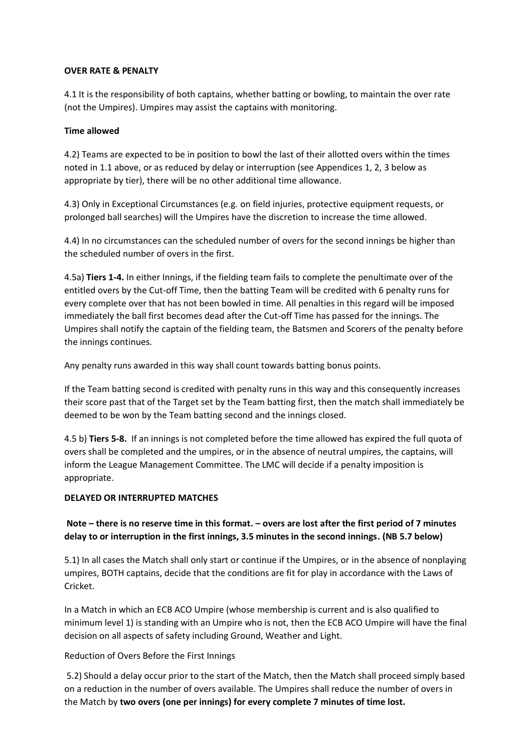**OVER RATE & PENALTY**

4.1 It is the responsibility of both captains, whether batting or bowling, to maintain the over rate (not the Umpires). Umpires may assist the captains with monitoring.

**Time allowed**

4.2) Teams are expected to be in position to bowl the last of their allotted overs within the times noted in 1.1 above, or as reduced by delay or interruption (see Appendices 1, 2, 3 below as appropriate by tier), there will be no other additional time allowance.

4.3) Only in Exceptional Circumstances (e.g. on field injuries, protective equipment requests, or prolonged ball searches) will the Umpires have the discretion to increase the time allowed.

4.4) In no circumstances can the scheduled number of overs for the second innings be higher than the scheduled number of overs in the first.

4.5a) **Tiers 1-4.** In either Innings, if the fielding team fails to complete the penultimate over of the entitled overs by the Cut-off Time, then the batting Team will be credited with 6 penalty runs for every complete over that has not been bowled in time. All penalties in this regard will be imposed immediately the ball first becomes dead after the Cut-off Time has passed for the innings. The Umpires shall notify the captain of the fielding team, the Batsmen and Scorers of the penalty before the innings continues.

Any penalty runs awarded in this way shall count towards batting bonus points.

If the Team batting second is credited with penalty runs in this way and this consequently increases their score past that of the Target set by the Team batting first, then the match shall immediately be deemed to be won by the Team batting second and the innings closed.

4.5 b) **Tiers 5-8.** If an innings is not completed before the time allowed has expired the full quota of overs shall be completed and the umpires, or in the absence of neutral umpires, the captains, will inform the League Management Committee. The LMC will decide if a penalty imposition is appropriate.

**DELAYED OR INTERRUPTED MATCHES**

**Note – there is no reserve time in this format. – overs are lost after the first period of 7 minutes delay to or interruption in the first innings, 3.5 minutes in the second innings. (NB 5.7 below)**

5.1) In all cases the Match shall only start or continue if the Umpires, or in the absence of nonplaying umpires, BOTH captains, decide that the conditions are fit for play in accordance with the Laws of Cricket.

In a Match in which an ECB ACO Umpire (whose membership is current and is also qualified to minimum level 1) is standing with an Umpire who is not, then the ECB ACO Umpire will have the final decision on all aspects of safety including Ground, Weather and Light.

Reduction of Overs Before the First Innings

5.2) Should a delay occur prior to the start of the Match, then the Match shall proceed simply based on a reduction in the number of overs available. The Umpires shall reduce the number of overs in the Match by **two overs (one per innings) for every complete 7 minutes of time lost.**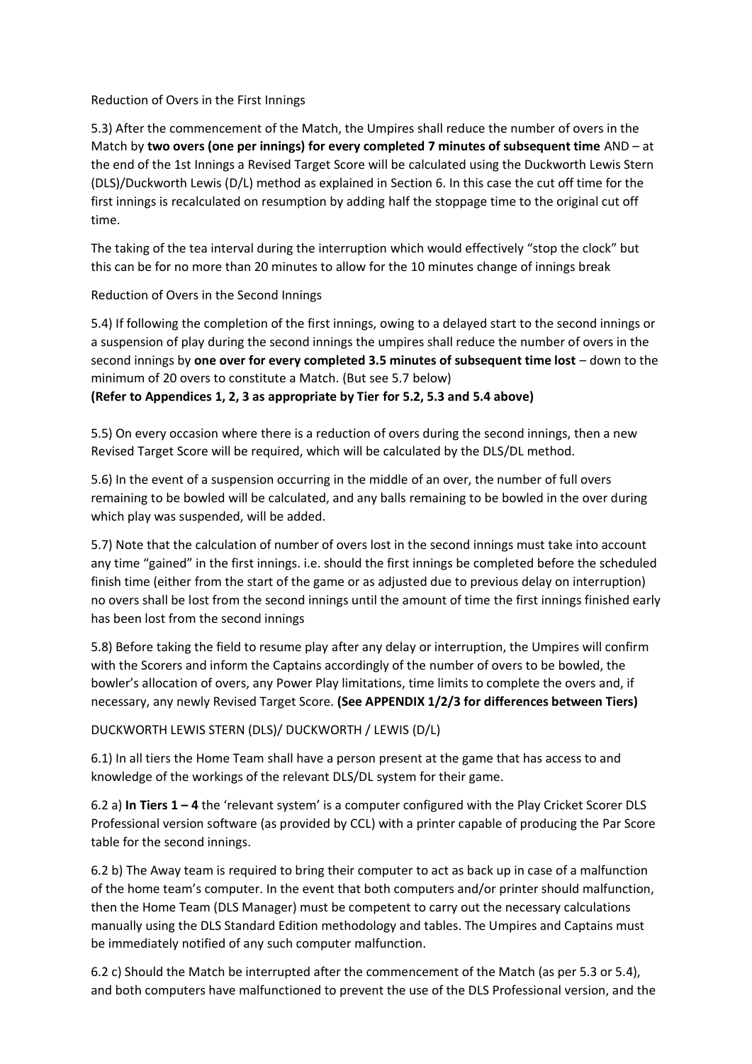Reduction of Overs in the First Innings

5.3) After the commencement of the Match, the Umpires shall reduce the number of overs in the Match by **two overs (one per innings) for every completed 7 minutes of subsequent time** AND – at the end of the 1st Innings a Revised Target Score will be calculated using the Duckworth Lewis Stern (DLS)/Duckworth Lewis (D/L) method as explained in Section 6. In this case the cut off time for the first innings is recalculated on resumption by adding half the stoppage time to the original cut off time.

The taking of the tea interval during the interruption which would effectively "stop the clock" but this can be for no more than 20 minutes to allow for the 10 minutes change of innings break

Reduction of Overs in the Second Innings

5.4) If following the completion of the first innings, owing to a delayed start to the second innings or a suspension of play during the second innings the umpires shall reduce the number of overs in the second innings by **one over for every completed 3.5 minutes of subsequent time lost** – down to the minimum of 20 overs to constitute a Match. (But see 5.7 below)
**(Refer to Appendices 1, 2, 3 as appropriate by Tier for 5.2, 5.3 and 5.4 above)**

5.5) On every occasion where there is a reduction of overs during the second innings, then a new Revised Target Score will be required, which will be calculated by the DLS/DL method.

5.6) In the event of a suspension occurring in the middle of an over, the number of full overs remaining to be bowled will be calculated, and any balls remaining to be bowled in the over during which play was suspended, will be added.

5.7) Note that the calculation of number of overs lost in the second innings must take into account any time "gained" in the first innings. i.e. should the first innings be completed before the scheduled finish time (either from the start of the game or as adjusted due to previous delay on interruption) no overs shall be lost from the second innings until the amount of time the first innings finished early has been lost from the second innings

5.8) Before taking the field to resume play after any delay or interruption, the Umpires will confirm with the Scorers and inform the Captains accordingly of the number of overs to be bowled, the bowler's allocation of overs, any Power Play limitations, time limits to complete the overs and, if necessary, any newly Revised Target Score. **(See APPENDIX 1/2/3 for differences between Tiers)**

DUCKWORTH LEWIS STERN (DLS)/ DUCKWORTH / LEWIS (D/L)

6.1) In all tiers the Home Team shall have a person present at the game that has access to and knowledge of the workings of the relevant DLS/DL system for their game.

6.2 a) **In Tiers 1 – 4** the 'relevant system' is a computer configured with the Play Cricket Scorer DLS Professional version software (as provided by CCL) with a printer capable of producing the Par Score table for the second innings.

6.2 b) The Away team is required to bring their computer to act as back up in case of a malfunction of the home team's computer. In the event that both computers and/or printer should malfunction, then the Home Team (DLS Manager) must be competent to carry out the necessary calculations manually using the DLS Standard Edition methodology and tables. The Umpires and Captains must be immediately notified of any such computer malfunction.

6.2 c) Should the Match be interrupted after the commencement of the Match (as per 5.3 or 5.4), and both computers have malfunctioned to prevent the use of the DLS Professional version, and the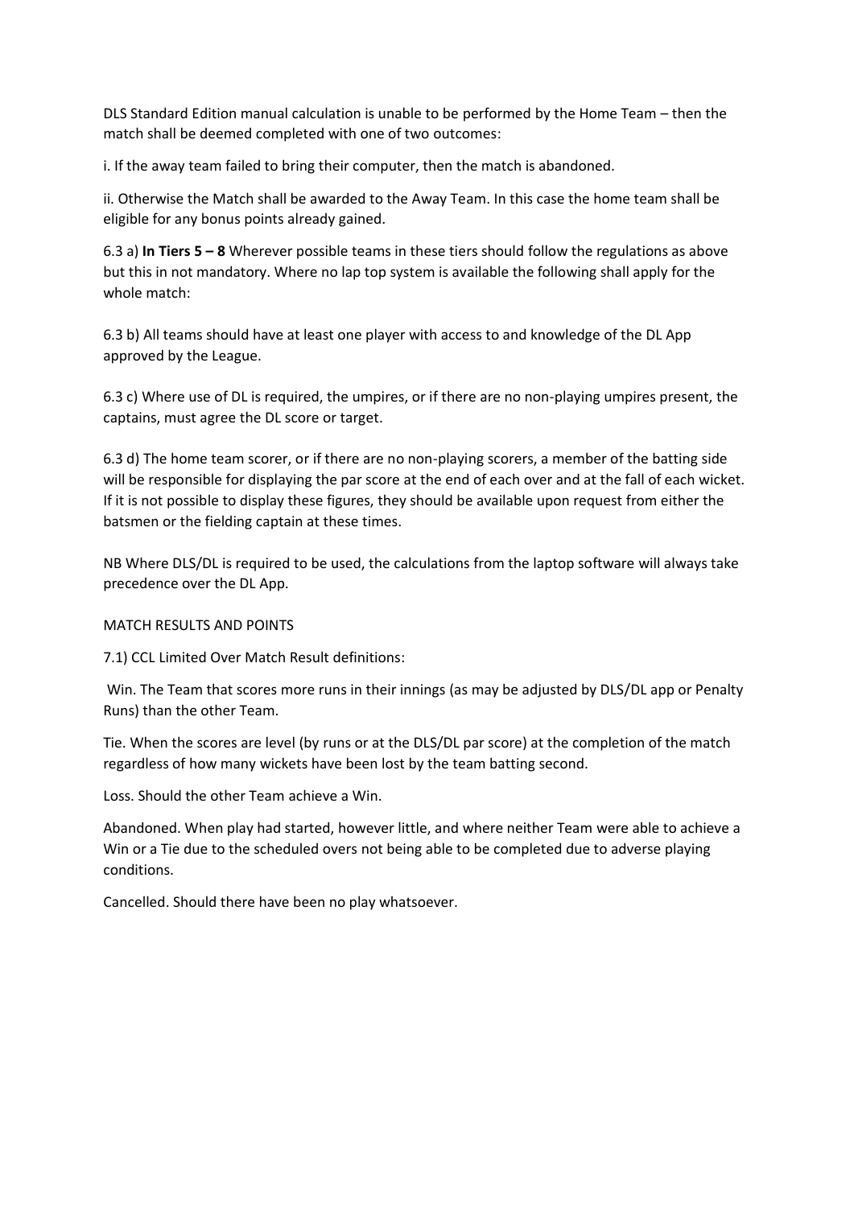DLS Standard Edition manual calculation is unable to be performed by the Home Team – then the match shall be deemed completed with one of two outcomes:

i. If the away team failed to bring their computer, then the match is abandoned.

ii. Otherwise the Match shall be awarded to the Away Team. In this case the home team shall be eligible for any bonus points already gained.

6.3 a) **In Tiers 5 – 8** Wherever possible teams in these tiers should follow the regulations as above but this in not mandatory. Where no lap top system is available the following shall apply for the whole match:

6.3 b) All teams should have at least one player with access to and knowledge of the DL App approved by the League.

6.3 c) Where use of DL is required, the umpires, or if there are no non-playing umpires present, the captains, must agree the DL score or target.

6.3 d) The home team scorer, or if there are no non-playing scorers, a member of the batting side will be responsible for displaying the par score at the end of each over and at the fall of each wicket. If it is not possible to display these figures, they should be available upon request from either the batsmen or the fielding captain at these times.

NB Where DLS/DL is required to be used, the calculations from the laptop software will always take precedence over the DL App.

MATCH RESULTS AND POINTS

7.1) CCL Limited Over Match Result definitions:

Win. The Team that scores more runs in their innings (as may be adjusted by DLS/DL app or Penalty Runs) than the other Team.

Tie. When the scores are level (by runs or at the DLS/DL par score) at the completion of the match regardless of how many wickets have been lost by the team batting second.

Loss. Should the other Team achieve a Win.

Abandoned. When play had started, however little, and where neither Team were able to achieve a Win or a Tie due to the scheduled overs not being able to be completed due to adverse playing conditions.

Cancelled. Should there have been no play whatsoever.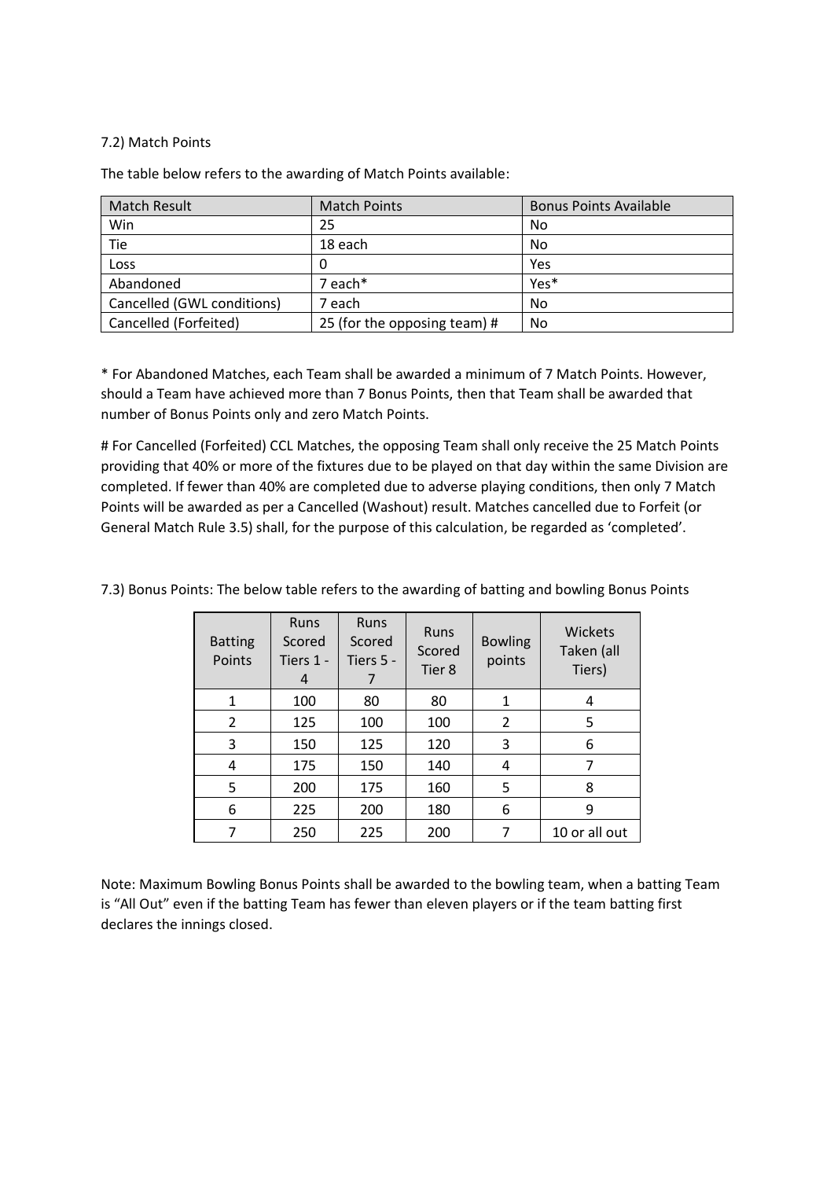7.2) Match Points

The table below refers to the awarding of Match Points available:

| Match Result | Match Points | Bonus Points Available |
|---|---|---|
| Win | 25 | No |
| Tie | 18 each | No |
| Loss | 0 | Yes |
| Abandoned | 7 each* | Yes* |
| Cancelled (GWL conditions) | 7 each | No |
| Cancelled (Forfeited) | 25 (for the opposing team) # | No |

* For Abandoned Matches, each Team shall be awarded a minimum of 7 Match Points. However, should a Team have achieved more than 7 Bonus Points, then that Team shall be awarded that number of Bonus Points only and zero Match Points.

# For Cancelled (Forfeited) CCL Matches, the opposing Team shall only receive the 25 Match Points providing that 40% or more of the fixtures due to be played on that day within the same Division are completed. If fewer than 40% are completed due to adverse playing conditions, then only 7 Match Points will be awarded as per a Cancelled (Washout) result. Matches cancelled due to Forfeit (or General Match Rule 3.5) shall, for the purpose of this calculation, be regarded as 'completed'.

7.3) Bonus Points: The below table refers to the awarding of batting and bowling Bonus Points

| Batting Points | Runs Scored Tiers 1 - 4 | Runs Scored Tiers 5 - 7 | Runs Scored Tier 8 | Bowling points | Wickets Taken (all Tiers) |
|---|---|---|---|---|---|
| 1 | 100 | 80 | 80 | 1 | 4 |
| 2 | 125 | 100 | 100 | 2 | 5 |
| 3 | 150 | 125 | 120 | 3 | 6 |
| 4 | 175 | 150 | 140 | 4 | 7 |
| 5 | 200 | 175 | 160 | 5 | 8 |
| 6 | 225 | 200 | 180 | 6 | 9 |
| 7 | 250 | 225 | 200 | 7 | 10 or all out |

Note: Maximum Bowling Bonus Points shall be awarded to the bowling team, when a batting Team is "All Out" even if the batting Team has fewer than eleven players or if the team batting first declares the innings closed.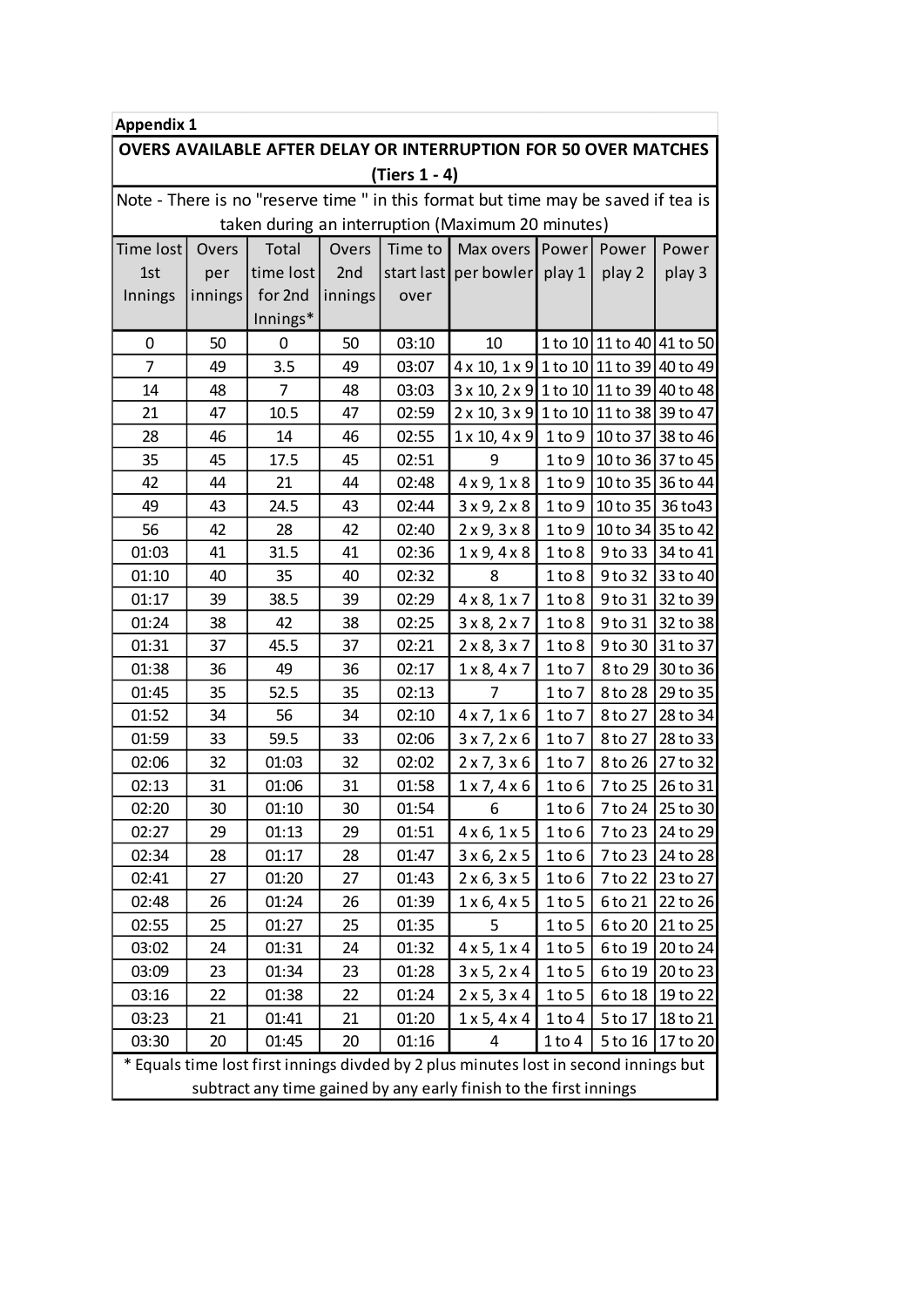**Appendix 1**

## OVERS AVAILABLE AFTER DELAY OR INTERRUPTION FOR 50 OVER MATCHES (Tiers 1 - 4)

Note - There is no "reserve time " in this format but time may be saved if tea is taken during an interruption (Maximum 20 minutes)

| Time lost 1st Innings | Overs per innings | Total time lost for 2nd Innings* | Overs 2nd innings | Time to start last over | Max overs per bowler | Power play 1 | Power play 2 | Power play 3 |
|---|---|---|---|---|---|---|---|---|
| 0 | 50 | 0 | 50 | 03:10 | 10 | 1 to 10 | 11 to 40 | 41 to 50 |
| 7 | 49 | 3.5 | 49 | 03:07 | 4 x 10, 1 x 9 | 1 to 10 | 11 to 39 | 40 to 49 |
| 14 | 48 | 7 | 48 | 03:03 | 3 x 10, 2 x 9 | 1 to 10 | 11 to 39 | 40 to 48 |
| 21 | 47 | 10.5 | 47 | 02:59 | 2 x 10, 3 x 9 | 1 to 10 | 11 to 38 | 39 to 47 |
| 28 | 46 | 14 | 46 | 02:55 | 1 x 10, 4 x 9 | 1 to 9 | 10 to 37 | 38 to 46 |
| 35 | 45 | 17.5 | 45 | 02:51 | 9 | 1 to 9 | 10 to 36 | 37 to 45 |
| 42 | 44 | 21 | 44 | 02:48 | 4 x 9, 1 x 8 | 1 to 9 | 10 to 35 | 36 to 44 |
| 49 | 43 | 24.5 | 43 | 02:44 | 3 x 9, 2 x 8 | 1 to 9 | 10 to 35 | 36 to43 |
| 56 | 42 | 28 | 42 | 02:40 | 2 x 9, 3 x 8 | 1 to 9 | 10 to 34 | 35 to 42 |
| 01:03 | 41 | 31.5 | 41 | 02:36 | 1 x 9, 4 x 8 | 1 to 8 | 9 to 33 | 34 to 41 |
| 01:10 | 40 | 35 | 40 | 02:32 | 8 | 1 to 8 | 9 to 32 | 33 to 40 |
| 01:17 | 39 | 38.5 | 39 | 02:29 | 4 x 8, 1 x 7 | 1 to 8 | 9 to 31 | 32 to 39 |
| 01:24 | 38 | 42 | 38 | 02:25 | 3 x 8, 2 x 7 | 1 to 8 | 9 to 31 | 32 to 38 |
| 01:31 | 37 | 45.5 | 37 | 02:21 | 2 x 8, 3 x 7 | 1 to 8 | 9 to 30 | 31 to 37 |
| 01:38 | 36 | 49 | 36 | 02:17 | 1 x 8, 4 x 7 | 1 to 7 | 8 to 29 | 30 to 36 |
| 01:45 | 35 | 52.5 | 35 | 02:13 | 7 | 1 to 7 | 8 to 28 | 29 to 35 |
| 01:52 | 34 | 56 | 34 | 02:10 | 4 x 7, 1 x 6 | 1 to 7 | 8 to 27 | 28 to 34 |
| 01:59 | 33 | 59.5 | 33 | 02:06 | 3 x 7, 2 x 6 | 1 to 7 | 8 to 27 | 28 to 33 |
| 02:06 | 32 | 01:03 | 32 | 02:02 | 2 x 7, 3 x 6 | 1 to 7 | 8 to 26 | 27 to 32 |
| 02:13 | 31 | 01:06 | 31 | 01:58 | 1 x 7, 4 x 6 | 1 to 6 | 7 to 25 | 26 to 31 |
| 02:20 | 30 | 01:10 | 30 | 01:54 | 6 | 1 to 6 | 7 to 24 | 25 to 30 |
| 02:27 | 29 | 01:13 | 29 | 01:51 | 4 x 6, 1 x 5 | 1 to 6 | 7 to 23 | 24 to 29 |
| 02:34 | 28 | 01:17 | 28 | 01:47 | 3 x 6, 2 x 5 | 1 to 6 | 7 to 23 | 24 to 28 |
| 02:41 | 27 | 01:20 | 27 | 01:43 | 2 x 6, 3 x 5 | 1 to 6 | 7 to 22 | 23 to 27 |
| 02:48 | 26 | 01:24 | 26 | 01:39 | 1 x 6, 4 x 5 | 1 to 5 | 6 to 21 | 22 to 26 |
| 02:55 | 25 | 01:27 | 25 | 01:35 | 5 | 1 to 5 | 6 to 20 | 21 to 25 |
| 03:02 | 24 | 01:31 | 24 | 01:32 | 4 x 5, 1 x 4 | 1 to 5 | 6 to 19 | 20 to 24 |
| 03:09 | 23 | 01:34 | 23 | 01:28 | 3 x 5, 2 x 4 | 1 to 5 | 6 to 19 | 20 to 23 |
| 03:16 | 22 | 01:38 | 22 | 01:24 | 2 x 5, 3 x 4 | 1 to 5 | 6 to 18 | 19 to 22 |
| 03:23 | 21 | 01:41 | 21 | 01:20 | 1 x 5, 4 x 4 | 1 to 4 | 5 to 17 | 18 to 21 |
| 03:30 | 20 | 01:45 | 20 | 01:16 | 4 | 1 to 4 | 5 to 16 | 17 to 20 |

* Equals time lost first innings divded by 2 plus minutes lost in second innings but subtract any time gained by any early finish to the first innings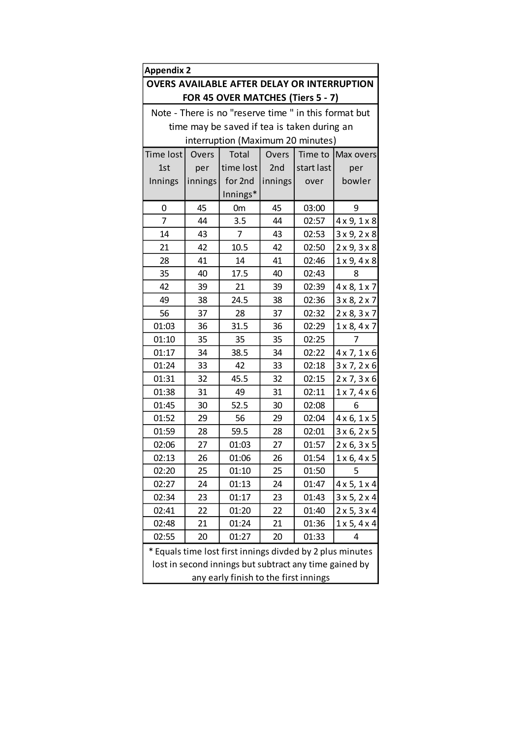**Appendix 2**

**OVERS AVAILABLE AFTER DELAY OR INTERRUPTION FOR 45 OVER MATCHES (Tiers 5 - 7)**

Note - There is no "reserve time " in this format but time may be saved if tea is taken during an interruption (Maximum 20 minutes)

| Time lost 1st Innings | Overs per innings | Total time lost for 2nd Innings* | Overs 2nd innings | Time to start last over | Max overs per bowler |
|---|---|---|---|---|---|
| 0 | 45 | 0m | 45 | 03:00 | 9 |
| 7 | 44 | 3.5 | 44 | 02:57 | 4 x 9, 1 x 8 |
| 14 | 43 | 7 | 43 | 02:53 | 3 x 9, 2 x 8 |
| 21 | 42 | 10.5 | 42 | 02:50 | 2 x 9, 3 x 8 |
| 28 | 41 | 14 | 41 | 02:46 | 1 x 9, 4 x 8 |
| 35 | 40 | 17.5 | 40 | 02:43 | 8 |
| 42 | 39 | 21 | 39 | 02:39 | 4 x 8, 1 x 7 |
| 49 | 38 | 24.5 | 38 | 02:36 | 3 x 8, 2 x 7 |
| 56 | 37 | 28 | 37 | 02:32 | 2 x 8, 3 x 7 |
| 01:03 | 36 | 31.5 | 36 | 02:29 | 1 x 8, 4 x 7 |
| 01:10 | 35 | 35 | 35 | 02:25 | 7 |
| 01:17 | 34 | 38.5 | 34 | 02:22 | 4 x 7, 1 x 6 |
| 01:24 | 33 | 42 | 33 | 02:18 | 3 x 7, 2 x 6 |
| 01:31 | 32 | 45.5 | 32 | 02:15 | 2 x 7, 3 x 6 |
| 01:38 | 31 | 49 | 31 | 02:11 | 1 x 7, 4 x 6 |
| 01:45 | 30 | 52.5 | 30 | 02:08 | 6 |
| 01:52 | 29 | 56 | 29 | 02:04 | 4 x 6, 1 x 5 |
| 01:59 | 28 | 59.5 | 28 | 02:01 | 3 x 6, 2 x 5 |
| 02:06 | 27 | 01:03 | 27 | 01:57 | 2 x 6, 3 x 5 |
| 02:13 | 26 | 01:06 | 26 | 01:54 | 1 x 6, 4 x 5 |
| 02:20 | 25 | 01:10 | 25 | 01:50 | 5 |
| 02:27 | 24 | 01:13 | 24 | 01:47 | 4 x 5, 1 x 4 |
| 02:34 | 23 | 01:17 | 23 | 01:43 | 3 x 5, 2 x 4 |
| 02:41 | 22 | 01:20 | 22 | 01:40 | 2 x 5, 3 x 4 |
| 02:48 | 21 | 01:24 | 21 | 01:36 | 1 x 5, 4 x 4 |
| 02:55 | 20 | 01:27 | 20 | 01:33 | 4 |

\* Equals time lost first innings divded by 2 plus minutes lost in second innings but subtract any time gained by any early finish to the first innings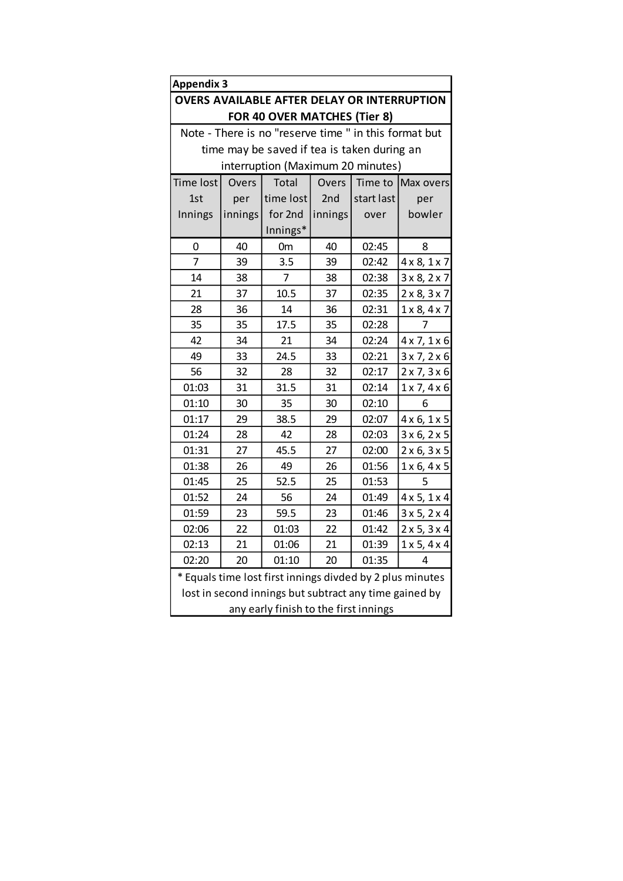**Appendix 3**

**OVERS AVAILABLE AFTER DELAY OR INTERRUPTION FOR 40 OVER MATCHES (Tier 8)**

Note - There is no "reserve time " in this format but time may be saved if tea is taken during an interruption (Maximum 20 minutes)

| Time lost 1st Innings | Overs per innings | Total time lost for 2nd Innings* | Overs 2nd innings | Time to start last over | Max overs per bowler |
|---|---|---|---|---|---|
| 0 | 40 | 0m | 40 | 02:45 | 8 |
| 7 | 39 | 3.5 | 39 | 02:42 | 4 x 8, 1 x 7 |
| 14 | 38 | 7 | 38 | 02:38 | 3 x 8, 2 x 7 |
| 21 | 37 | 10.5 | 37 | 02:35 | 2 x 8, 3 x 7 |
| 28 | 36 | 14 | 36 | 02:31 | 1 x 8, 4 x 7 |
| 35 | 35 | 17.5 | 35 | 02:28 | 7 |
| 42 | 34 | 21 | 34 | 02:24 | 4 x 7, 1 x 6 |
| 49 | 33 | 24.5 | 33 | 02:21 | 3 x 7, 2 x 6 |
| 56 | 32 | 28 | 32 | 02:17 | 2 x 7, 3 x 6 |
| 01:03 | 31 | 31.5 | 31 | 02:14 | 1 x 7, 4 x 6 |
| 01:10 | 30 | 35 | 30 | 02:10 | 6 |
| 01:17 | 29 | 38.5 | 29 | 02:07 | 4 x 6, 1 x 5 |
| 01:24 | 28 | 42 | 28 | 02:03 | 3 x 6, 2 x 5 |
| 01:31 | 27 | 45.5 | 27 | 02:00 | 2 x 6, 3 x 5 |
| 01:38 | 26 | 49 | 26 | 01:56 | 1 x 6, 4 x 5 |
| 01:45 | 25 | 52.5 | 25 | 01:53 | 5 |
| 01:52 | 24 | 56 | 24 | 01:49 | 4 x 5, 1 x 4 |
| 01:59 | 23 | 59.5 | 23 | 01:46 | 3 x 5, 2 x 4 |
| 02:06 | 22 | 01:03 | 22 | 01:42 | 2 x 5, 3 x 4 |
| 02:13 | 21 | 01:06 | 21 | 01:39 | 1 x 5, 4 x 4 |
| 02:20 | 20 | 01:10 | 20 | 01:35 | 4 |

* Equals time lost first innings divded by 2 plus minutes lost in second innings but subtract any time gained by any early finish to the first innings